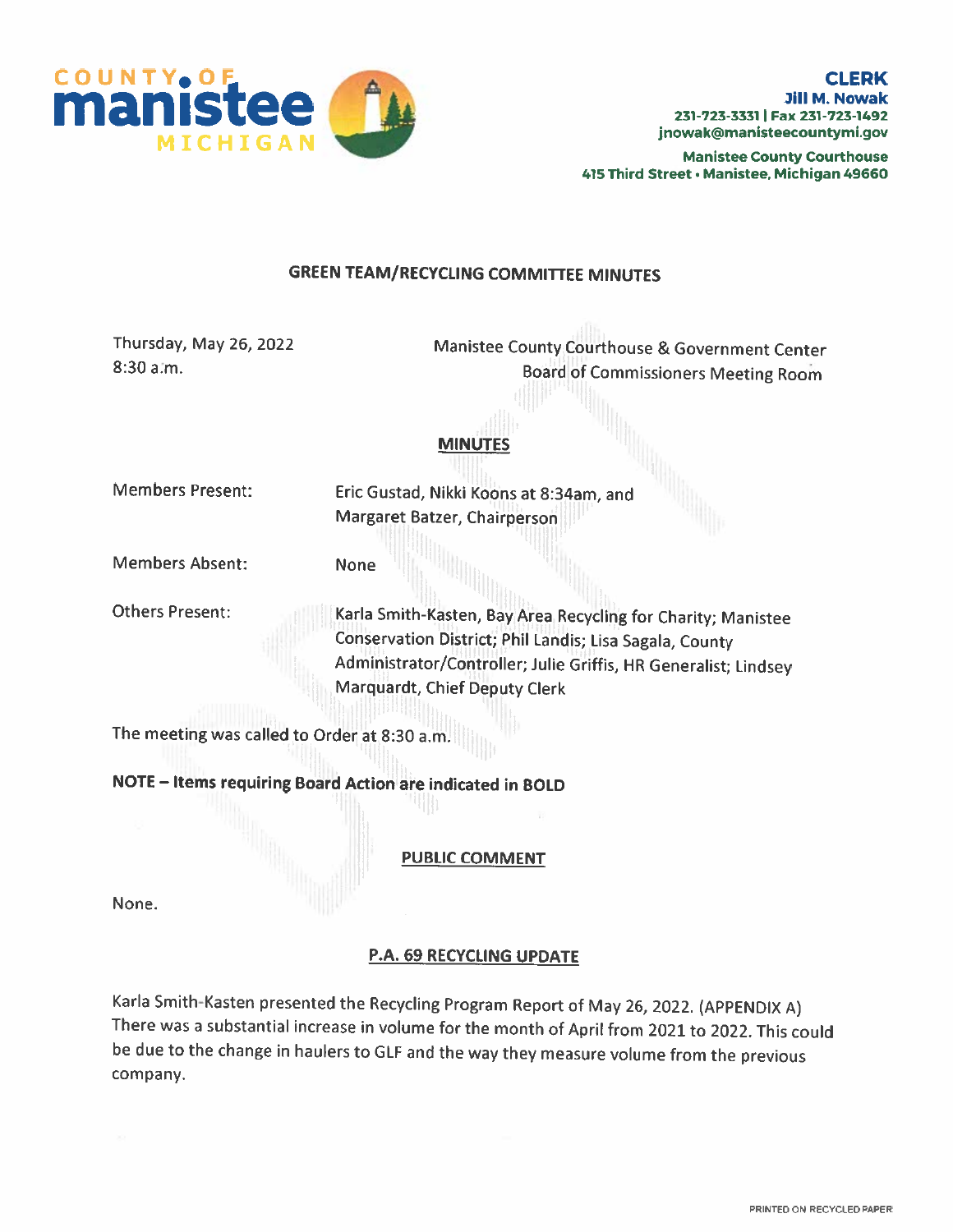COUNTY OF **manistee** MICHIGAN

**CLERK**
**Jill M. Nowak**
231-723-3331 | Fax 231-723-1492
jnowak@manisteecountymi.gov

Manistee County Courthouse
415 Third Street • Manistee, Michigan 49660

## GREEN TEAM/RECYCLING COMMITTEE MINUTES

Thursday, May 26, 2022
8:30 a.m.

Manistee County Courthouse & Government Center
Board of Commissioners Meeting Room

### MINUTES

Members Present: Eric Gustad, Nikki Koons at 8:34am, and Margaret Batzer, Chairperson

Members Absent: None

Others Present: Karla Smith-Kasten, Bay Area Recycling for Charity; Manistee Conservation District; Phil Landis; Lisa Sagala, County Administrator/Controller; Julie Griffis, HR Generalist; Lindsey Marquardt, Chief Deputy Clerk

The meeting was called to Order at 8:30 a.m.

**NOTE – Items requiring Board Action are indicated in BOLD**

### PUBLIC COMMENT

None.

### P.A. 69 RECYCLING UPDATE

Karla Smith-Kasten presented the Recycling Program Report of May 26, 2022. (APPENDIX A) There was a substantial increase in volume for the month of April from 2021 to 2022. This could be due to the change in haulers to GLF and the way they measure volume from the previous company.

PRINTED ON RECYCLED PAPER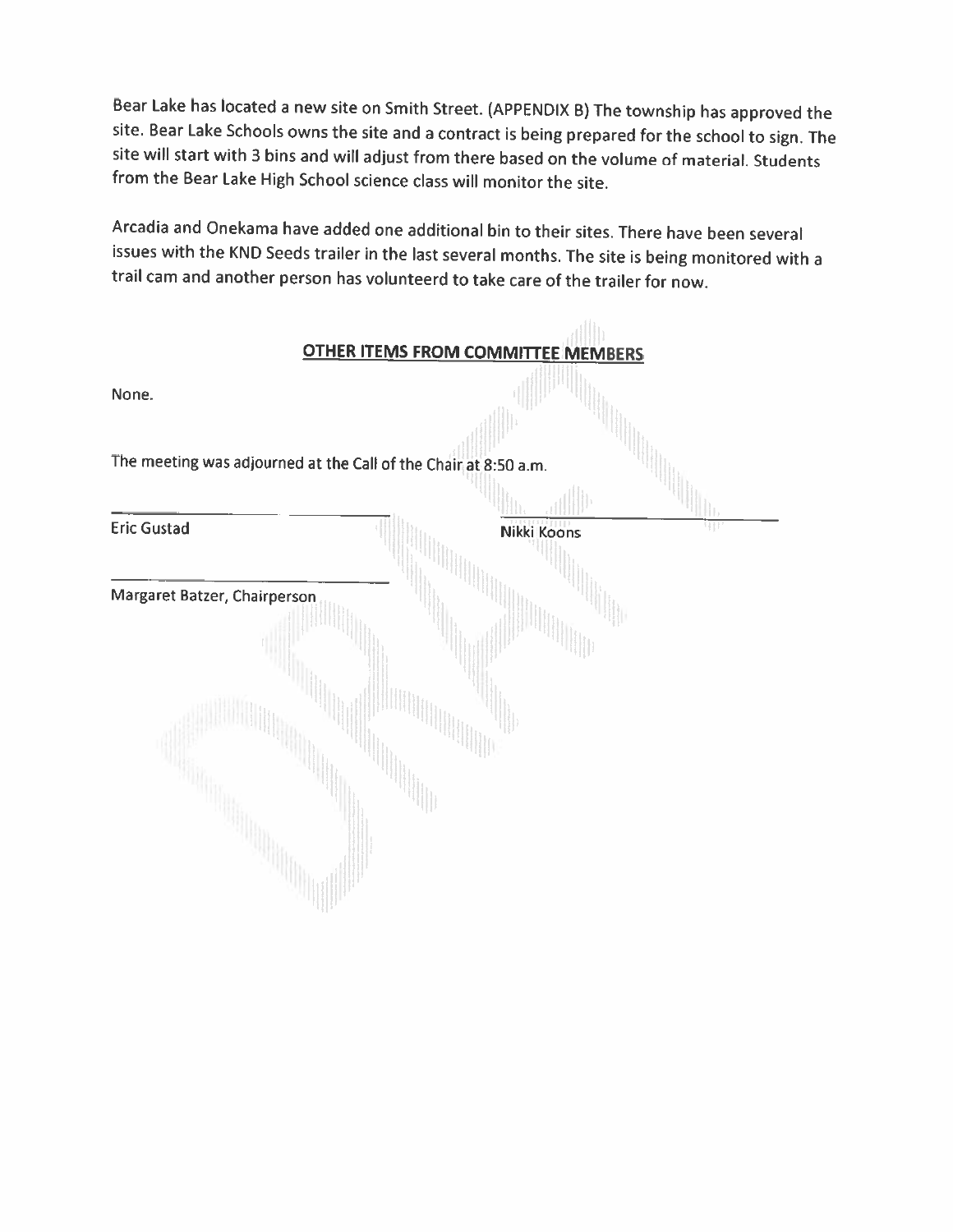Bear Lake has located a new site on Smith Street. (APPENDIX B) The township has approved the site. Bear Lake Schools owns the site and a contract is being prepared for the school to sign. The site will start with 3 bins and will adjust from there based on the volume of material. Students from the Bear Lake High School science class will monitor the site.

Arcadia and Onekama have added one additional bin to their sites. There have been several issues with the KND Seeds trailer in the last several months. The site is being monitored with a trail cam and another person has volunteerd to take care of the trailer for now.

## OTHER ITEMS FROM COMMITTEE MEMBERS

None.

The meeting was adjourned at the Call of the Chair at 8:50 a.m.

Eric Gustad

Nikki Koons

Margaret Batzer, Chairperson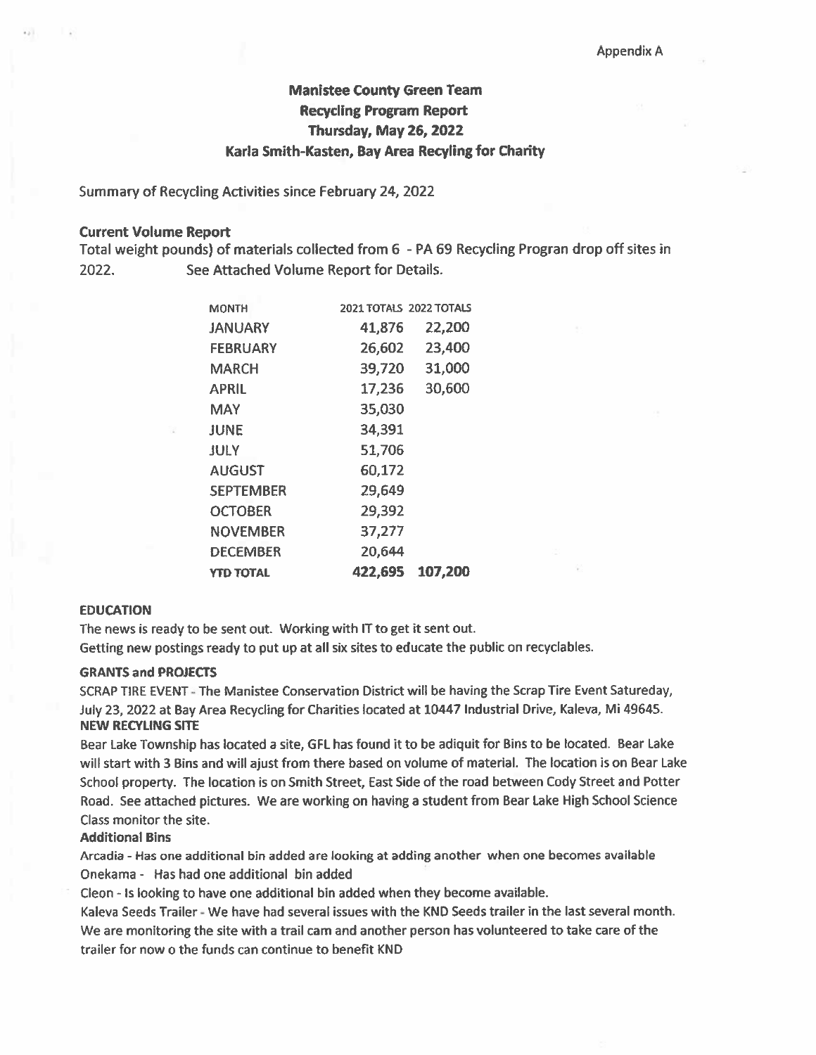Appendix A

# Manistee County Green Team
## Recycling Program Report
## Thursday, May 26, 2022
## Karla Smith-Kasten, Bay Area Recyling for Charity

Summary of Recycling Activities since February 24, 2022

### Current Volume Report

Total weight pounds) of materials collected from 6 - PA 69 Recycling Progran drop off sites in 2022. See Attached Volume Report for Details.

| MONTH | 2021 TOTALS | 2022 TOTALS |
|---|---|---|
| JANUARY | 41,876 | 22,200 |
| FEBRUARY | 26,602 | 23,400 |
| MARCH | 39,720 | 31,000 |
| APRIL | 17,236 | 30,600 |
| MAY | 35,030 | |
| JUNE | 34,391 | |
| JULY | 51,706 | |
| AUGUST | 60,172 | |
| SEPTEMBER | 29,649 | |
| OCTOBER | 29,392 | |
| NOVEMBER | 37,277 | |
| DECEMBER | 20,644 | |
| **YTD TOTAL** | **422,695** | **107,200** |

### EDUCATION

The news is ready to be sent out. Working with IT to get it sent out.

Getting new postings ready to put up at all six sites to educate the public on recyclables.

### GRANTS and PROJECTS

SCRAP TIRE EVENT - The Manistee Conservation District will be having the Scrap Tire Event Satureday, July 23, 2022 at Bay Area Recycling for Charities located at 10447 Industrial Drive, Kaleva, Mi 49645.

### NEW RECYLING SITE

Bear Lake Township has located a site, GFL has found it to be adiquit for Bins to be located. Bear Lake will start with 3 Bins and will ajust from there based on volume of material. The location is on Bear Lake School property. The location is on Smith Street, East Side of the road between Cody Street and Potter Road. See attached pictures. We are working on having a student from Bear Lake High School Science Class monitor the site.

### Additional Bins

Arcadia - Has one additional bin added are looking at adding another when one becomes available

Onekama - Has had one additional bin added

Cleon - Is looking to have one additional bin added when they become available.

Kaleva Seeds Trailer - We have had several issues with the KND Seeds trailer in the last several month. We are monitoring the site with a trail cam and another person has volunteered to take care of the trailer for now o the funds can continue to benefit KND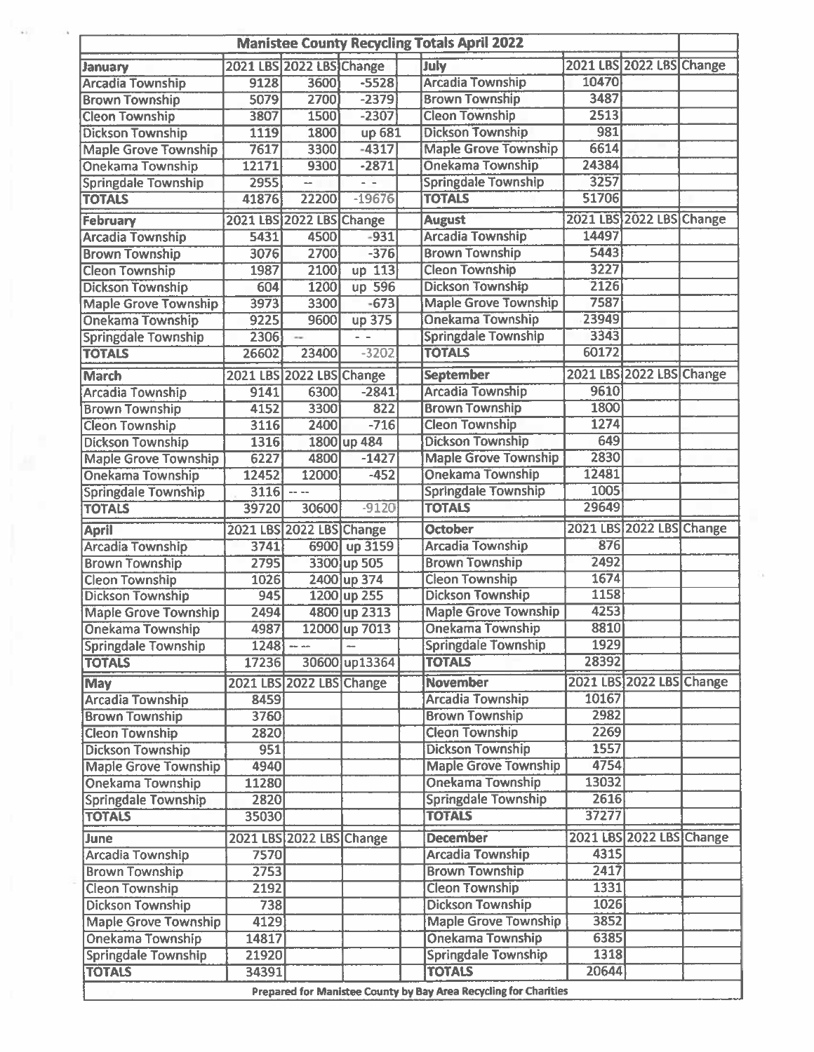# Manistee County Recycling Totals April 2022

| January | 2021 LBS | 2022 LBS | Change |
|---|---|---|---|
| Arcadia Township | 9128 | 3600 | -5528 |
| Brown Township | 5079 | 2700 | -2379 |
| Cleon Township | 3807 | 1500 | -2307 |
| Dickson Township | 1119 | 1800 | up 681 |
| Maple Grove Township | 7617 | 3300 | -4317 |
| Onekama Township | 12171 | 9300 | -2871 |
| Springdale Township | 2955 | -- | - - |
| **TOTALS** | 41876 | 22200 | -19676 |

| February | 2021 LBS | 2022 LBS | Change |
|---|---|---|---|
| Arcadia Township | 5431 | 4500 | -931 |
| Brown Township | 3076 | 2700 | -376 |
| Cleon Township | 1987 | 2100 | up 113 |
| Dickson Township | 604 | 1200 | up 596 |
| Maple Grove Township | 3973 | 3300 | -673 |
| Onekama Township | 9225 | 9600 | up 375 |
| Springdale Township | 2306 | -- | - - |
| **TOTALS** | 26602 | 23400 | -3202 |

| March | 2021 LBS | 2022 LBS | Change |
|---|---|---|---|
| Arcadia Township | 9141 | 6300 | -2841 |
| Brown Township | 4152 | 3300 | 822 |
| Cleon Township | 3116 | 2400 | -716 |
| Dickson Township | 1316 | 1800 | up 484 |
| Maple Grove Township | 6227 | 4800 | -1427 |
| Onekama Township | 12452 | 12000 | -452 |
| Springdale Township | 3116 | -- -- | |
| **TOTALS** | 39720 | 30600 | -9120 |

| April | 2021 LBS | 2022 LBS | Change |
|---|---|---|---|
| Arcadia Township | 3741 | 6900 | up 3159 |
| Brown Township | 2795 | 3300 | up 505 |
| Cleon Township | 1026 | 2400 | up 374 |
| Dickson Township | 945 | 1200 | up 255 |
| Maple Grove Township | 2494 | 4800 | up 2313 |
| Onekama Township | 4987 | 12000 | up 7013 |
| Springdale Township | 1248 | -- -- | -- |
| **TOTALS** | 17236 | 30600 | up13364 |

| May | 2021 LBS | 2022 LBS | Change |
|---|---|---|---|
| Arcadia Township | 8459 | | |
| Brown Township | 3760 | | |
| Cleon Township | 2820 | | |
| Dickson Township | 951 | | |
| Maple Grove Township | 4940 | | |
| Onekama Township | 11280 | | |
| Springdale Township | 2820 | | |
| **TOTALS** | 35030 | | |

| June | 2021 LBS | 2022 LBS | Change |
|---|---|---|---|
| Arcadia Township | 7570 | | |
| Brown Township | 2753 | | |
| Cleon Township | 2192 | | |
| Dickson Township | 738 | | |
| Maple Grove Township | 4129 | | |
| Onekama Township | 14817 | | |
| Springdale Township | 21920 | | |
| **TOTALS** | 34391 | | |

| July | 2021 LBS | 2022 LBS | Change |
|---|---|---|---|
| Arcadia Township | 10470 | | |
| Brown Township | 3487 | | |
| Cleon Township | 2513 | | |
| Dickson Township | 981 | | |
| Maple Grove Township | 6614 | | |
| Onekama Township | 24384 | | |
| Springdale Township | 3257 | | |
| **TOTALS** | 51706 | | |

| August | 2021 LBS | 2022 LBS | Change |
|---|---|---|---|
| Arcadia Township | 14497 | | |
| Brown Township | 5443 | | |
| Cleon Township | 3227 | | |
| Dickson Township | 2126 | | |
| Maple Grove Township | 7587 | | |
| Onekama Township | 23949 | | |
| Springdale Township | 3343 | | |
| **TOTALS** | 60172 | | |

| September | 2021 LBS | 2022 LBS | Change |
|---|---|---|---|
| Arcadia Township | 9610 | | |
| Brown Township | 1800 | | |
| Cleon Township | 1274 | | |
| Dickson Township | 649 | | |
| Maple Grove Township | 2830 | | |
| Onekama Township | 12481 | | |
| Springdale Township | 1005 | | |
| **TOTALS** | 29649 | | |

| October | 2021 LBS | 2022 LBS | Change |
|---|---|---|---|
| Arcadia Township | 876 | | |
| Brown Township | 2492 | | |
| Cleon Township | 1674 | | |
| Dickson Township | 1158 | | |
| Maple Grove Township | 4253 | | |
| Onekama Township | 8810 | | |
| Springdale Township | 1929 | | |
| **TOTALS** | 28392 | | |

| November | 2021 LBS | 2022 LBS | Change |
|---|---|---|---|
| Arcadia Township | 10167 | | |
| Brown Township | 2982 | | |
| Cleon Township | 2269 | | |
| Dickson Township | 1557 | | |
| Maple Grove Township | 4754 | | |
| Onekama Township | 13032 | | |
| Springdale Township | 2616 | | |
| **TOTALS** | 37277 | | |

| December | 2021 LBS | 2022 LBS | Change |
|---|---|---|---|
| Arcadia Township | 4315 | | |
| Brown Township | 2417 | | |
| Cleon Township | 1331 | | |
| Dickson Township | 1026 | | |
| Maple Grove Township | 3852 | | |
| Onekama Township | 6385 | | |
| Springdale Township | 1318 | | |
| **TOTALS** | 20644 | | |

**Prepared for Manistee County by Bay Area Recycling for Charities**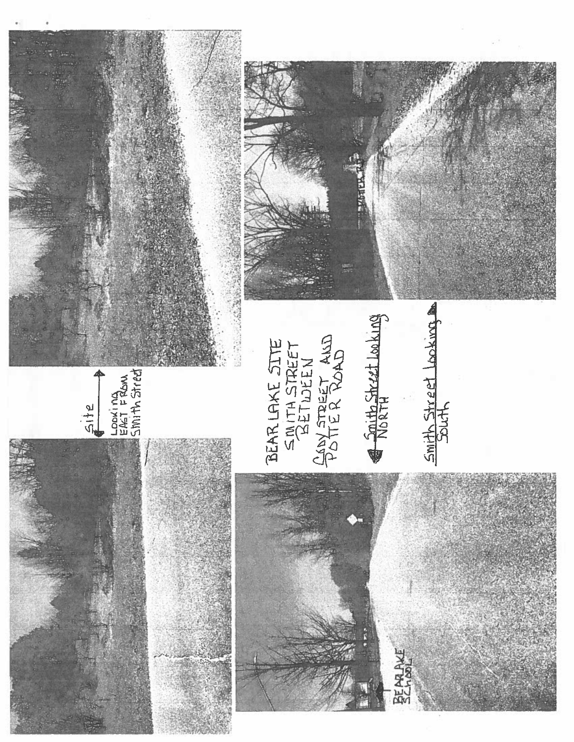site

Looking EAST FROM Smith Street

BEAR LAKE SITE
SMITH STREET
BETWEEN
CODY STREET AND
POTER ROAD

Smith Street Looking NORTH

Smith Street Looking South

BEAR LAKE SCHOOL

POTTER RD